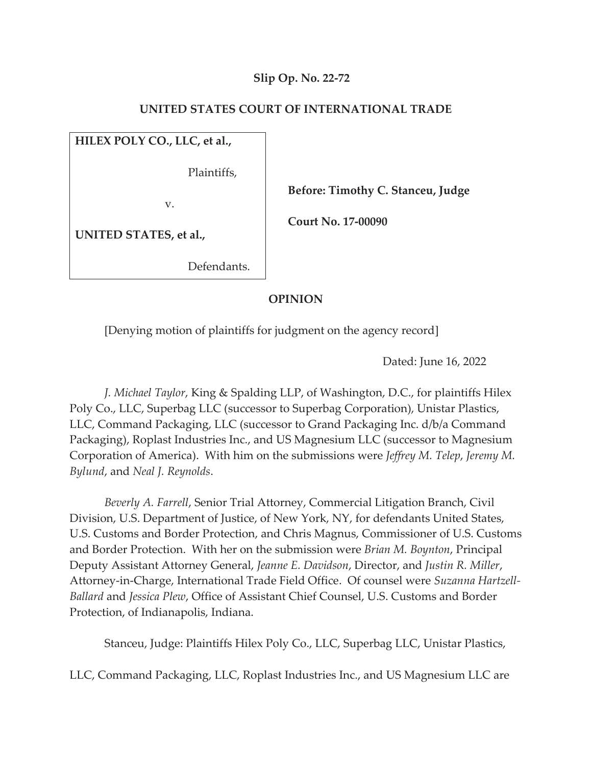**Slip Op. No. 22-72**

**UNITED STATES COURT OF INTERNATIONAL TRADE**

| | |
|---|---|
| **HILEX POLY CO., LLC, et al.,**<br><br>Plaintiffs,<br><br>v.<br><br>**UNITED STATES, et al.,**<br><br>Defendants. | **Before: Timothy C. Stanceu, Judge**<br><br>**Court No. 17-00090** |

**OPINION**

[Denying motion of plaintiffs for judgment on the agency record]

Dated: June 16, 2022

*J. Michael Taylor*, King & Spalding LLP, of Washington, D.C., for plaintiffs Hilex Poly Co., LLC, Superbag LLC (successor to Superbag Corporation), Unistar Plastics, LLC, Command Packaging, LLC (successor to Grand Packaging Inc. d/b/a Command Packaging), Roplast Industries Inc., and US Magnesium LLC (successor to Magnesium Corporation of America). With him on the submissions were *Jeffrey M. Telep*, *Jeremy M. Bylund*, and *Neal J. Reynolds*.

*Beverly A. Farrell*, Senior Trial Attorney, Commercial Litigation Branch, Civil Division, U.S. Department of Justice, of New York, NY, for defendants United States, U.S. Customs and Border Protection, and Chris Magnus, Commissioner of U.S. Customs and Border Protection. With her on the submission were *Brian M. Boynton*, Principal Deputy Assistant Attorney General, *Jeanne E. Davidson*, Director, and *Justin R. Miller*, Attorney-in-Charge, International Trade Field Office. Of counsel were *Suzanna Hartzell-Ballard* and *Jessica Plew*, Office of Assistant Chief Counsel, U.S. Customs and Border Protection, of Indianapolis, Indiana.

Stanceu, Judge: Plaintiffs Hilex Poly Co., LLC, Superbag LLC, Unistar Plastics, LLC, Command Packaging, LLC, Roplast Industries Inc., and US Magnesium LLC are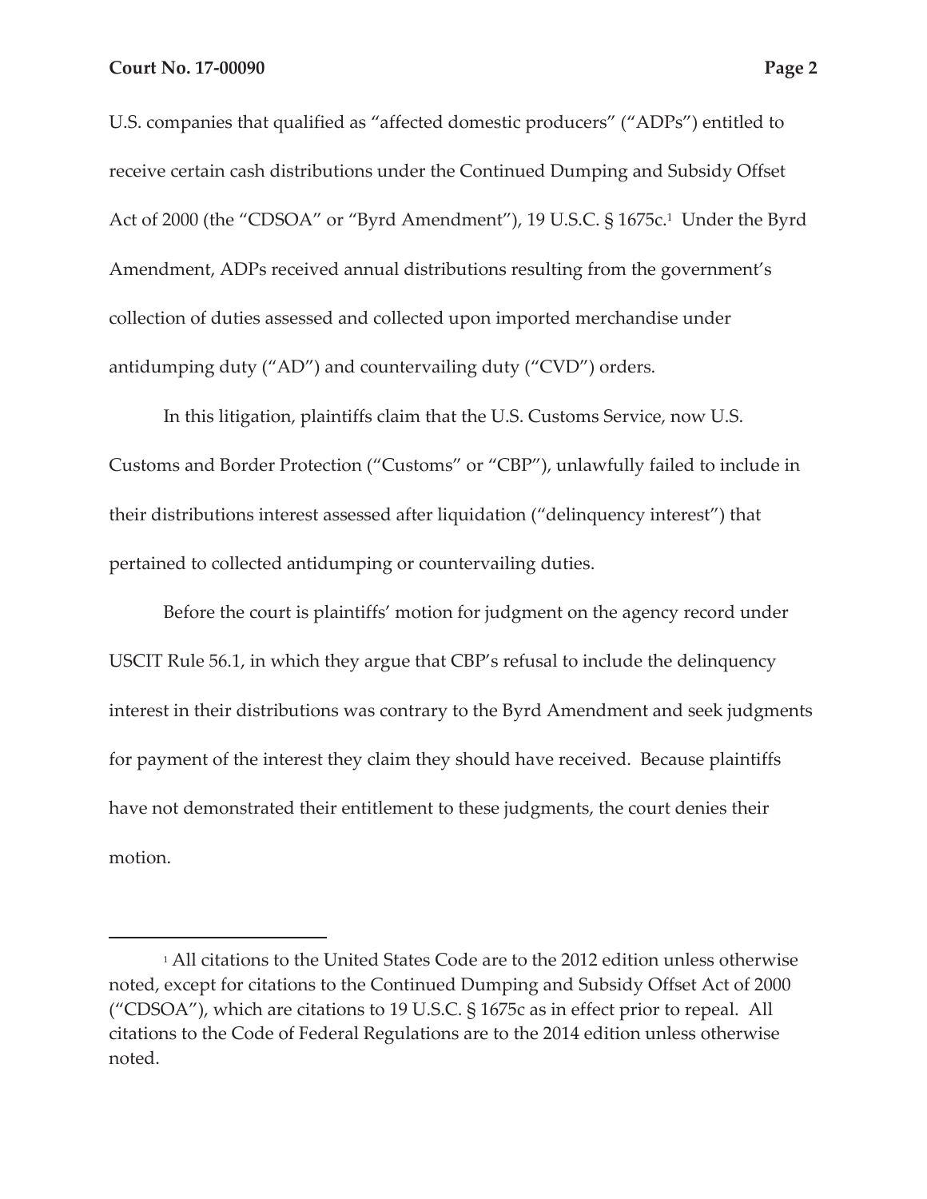U.S. companies that qualified as "affected domestic producers" ("ADPs") entitled to receive certain cash distributions under the Continued Dumping and Subsidy Offset Act of 2000 (the "CDSOA" or "Byrd Amendment"), 19 U.S.C. § 1675c.[1] Under the Byrd Amendment, ADPs received annual distributions resulting from the government's collection of duties assessed and collected upon imported merchandise under antidumping duty ("AD") and countervailing duty ("CVD") orders.

In this litigation, plaintiffs claim that the U.S. Customs Service, now U.S. Customs and Border Protection ("Customs" or "CBP"), unlawfully failed to include in their distributions interest assessed after liquidation ("delinquency interest") that pertained to collected antidumping or countervailing duties.

Before the court is plaintiffs' motion for judgment on the agency record under USCIT Rule 56.1, in which they argue that CBP's refusal to include the delinquency interest in their distributions was contrary to the Byrd Amendment and seek judgments for payment of the interest they claim they should have received. Because plaintiffs have not demonstrated their entitlement to these judgments, the court denies their motion.

---

[1] All citations to the United States Code are to the 2012 edition unless otherwise noted, except for citations to the Continued Dumping and Subsidy Offset Act of 2000 ("CDSOA"), which are citations to 19 U.S.C. § 1675c as in effect prior to repeal. All citations to the Code of Federal Regulations are to the 2014 edition unless otherwise noted.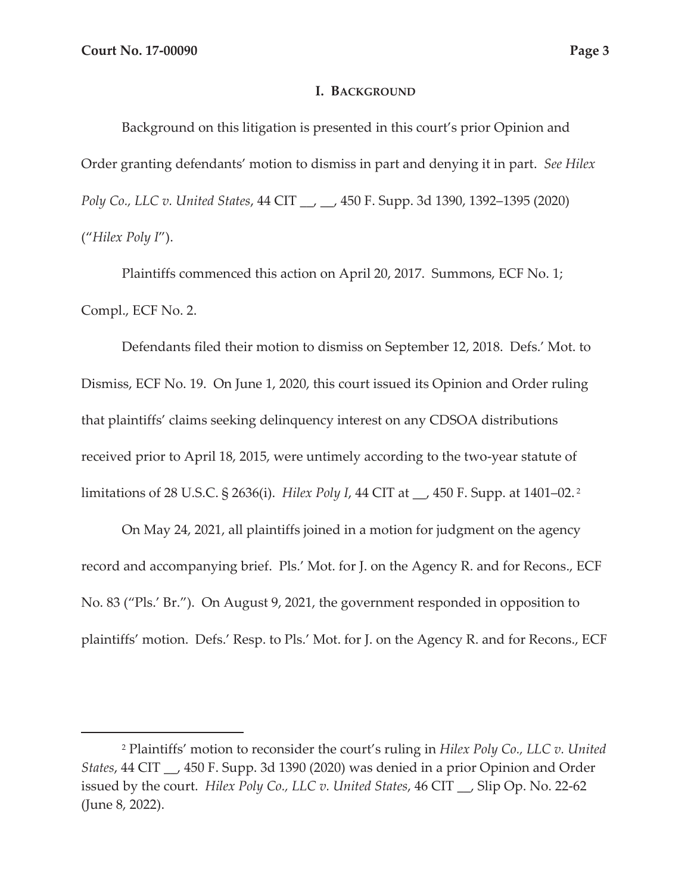## I. Background

Background on this litigation is presented in this court's prior Opinion and Order granting defendants' motion to dismiss in part and denying it in part. *See Hilex Poly Co., LLC v. United States*, 44 CIT __, __, 450 F. Supp. 3d 1390, 1392–1395 (2020) ("*Hilex Poly I*").

Plaintiffs commenced this action on April 20, 2017. Summons, ECF No. 1; Compl., ECF No. 2.

Defendants filed their motion to dismiss on September 12, 2018. Defs.' Mot. to Dismiss, ECF No. 19. On June 1, 2020, this court issued its Opinion and Order ruling that plaintiffs' claims seeking delinquency interest on any CDSOA distributions received prior to April 18, 2015, were untimely according to the two-year statute of limitations of 28 U.S.C. § 2636(i). *Hilex Poly I*, 44 CIT at __, 450 F. Supp. at 1401–02.[2]

On May 24, 2021, all plaintiffs joined in a motion for judgment on the agency record and accompanying brief. Pls.' Mot. for J. on the Agency R. and for Recons., ECF No. 83 ("Pls.' Br."). On August 9, 2021, the government responded in opposition to plaintiffs' motion. Defs.' Resp. to Pls.' Mot. for J. on the Agency R. and for Recons., ECF

---

[2] Plaintiffs' motion to reconsider the court's ruling in *Hilex Poly Co., LLC v. United States*, 44 CIT __, 450 F. Supp. 3d 1390 (2020) was denied in a prior Opinion and Order issued by the court. *Hilex Poly Co., LLC v. United States*, 46 CIT __, Slip Op. No. 22-62 (June 8, 2022).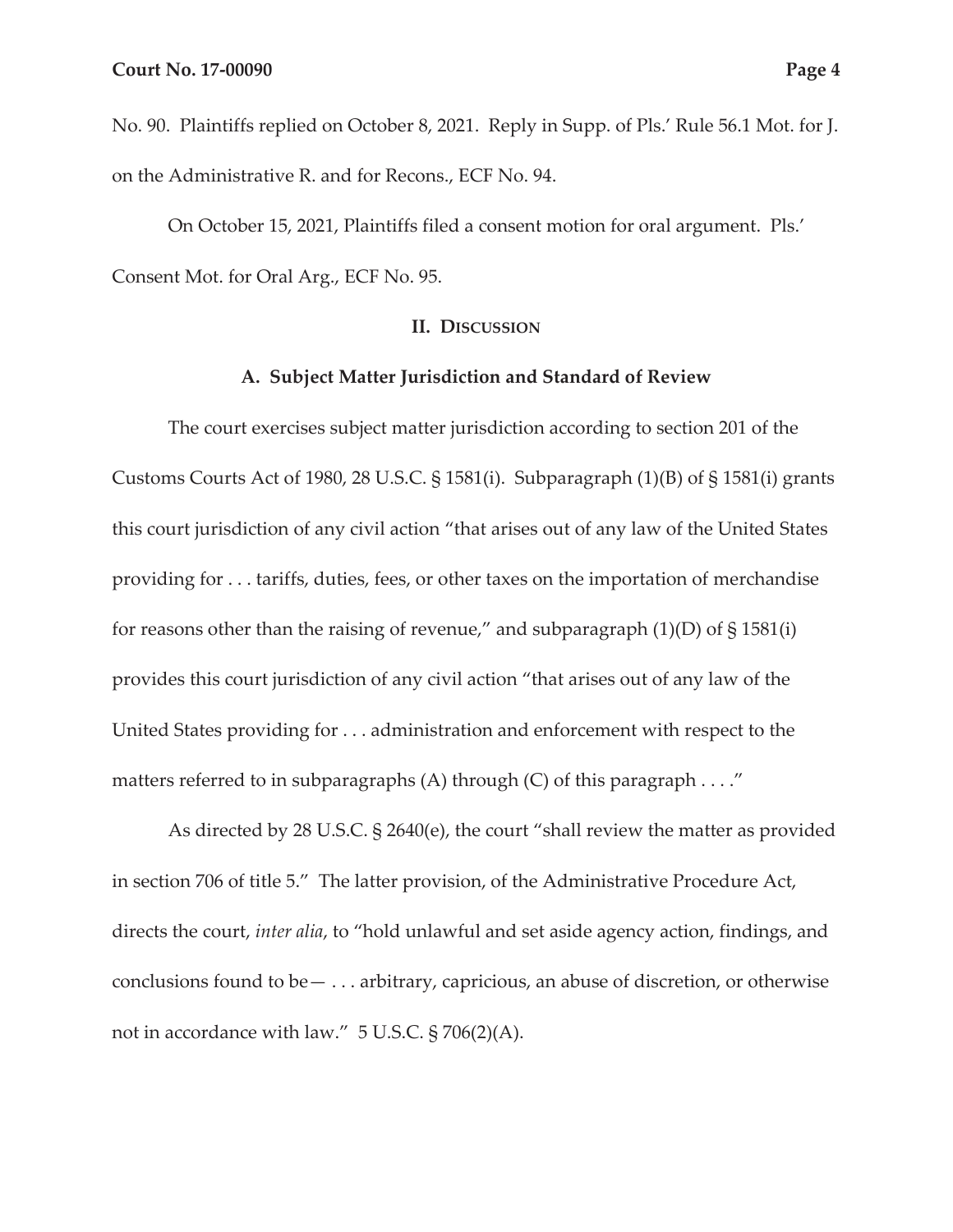No. 90. Plaintiffs replied on October 8, 2021. Reply in Supp. of Pls.' Rule 56.1 Mot. for J. on the Administrative R. and for Recons., ECF No. 94.

On October 15, 2021, Plaintiffs filed a consent motion for oral argument. Pls.' Consent Mot. for Oral Arg., ECF No. 95.

## II. Discussion

### A. Subject Matter Jurisdiction and Standard of Review

The court exercises subject matter jurisdiction according to section 201 of the Customs Courts Act of 1980, 28 U.S.C. § 1581(i). Subparagraph (1)(B) of § 1581(i) grants this court jurisdiction of any civil action "that arises out of any law of the United States providing for . . . tariffs, duties, fees, or other taxes on the importation of merchandise for reasons other than the raising of revenue," and subparagraph (1)(D) of § 1581(i) provides this court jurisdiction of any civil action "that arises out of any law of the United States providing for . . . administration and enforcement with respect to the matters referred to in subparagraphs (A) through (C) of this paragraph . . . ."

As directed by 28 U.S.C. § 2640(e), the court "shall review the matter as provided in section 706 of title 5." The latter provision, of the Administrative Procedure Act, directs the court, *inter alia*, to "hold unlawful and set aside agency action, findings, and conclusions found to be— . . . arbitrary, capricious, an abuse of discretion, or otherwise not in accordance with law." 5 U.S.C. § 706(2)(A).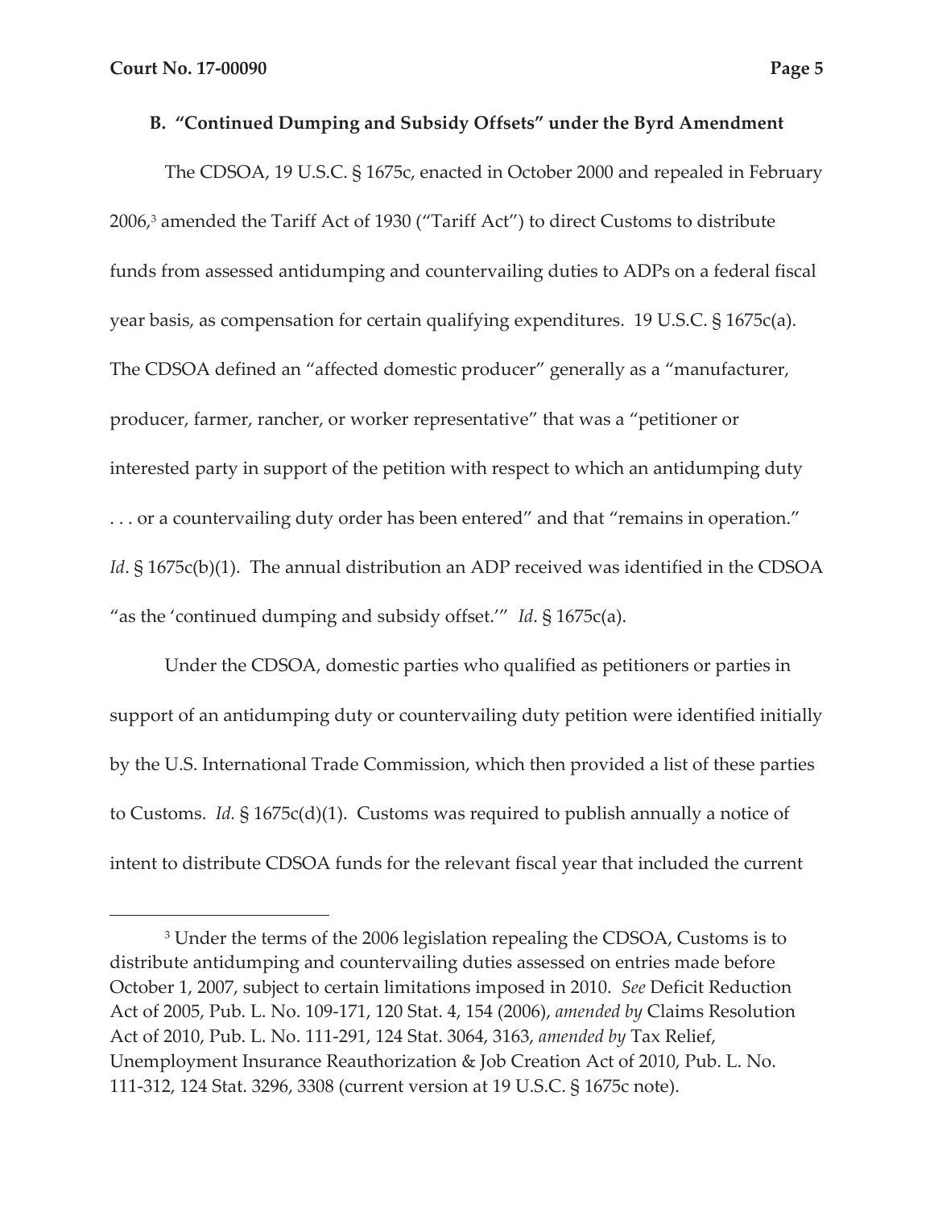### B. "Continued Dumping and Subsidy Offsets" under the Byrd Amendment

The CDSOA, 19 U.S.C. § 1675c, enacted in October 2000 and repealed in February 2006,[3] amended the Tariff Act of 1930 ("Tariff Act") to direct Customs to distribute funds from assessed antidumping and countervailing duties to ADPs on a federal fiscal year basis, as compensation for certain qualifying expenditures. 19 U.S.C. § 1675c(a). The CDSOA defined an "affected domestic producer" generally as a "manufacturer, producer, farmer, rancher, or worker representative" that was a "petitioner or interested party in support of the petition with respect to which an antidumping duty . . . or a countervailing duty order has been entered" and that "remains in operation." *Id*. § 1675c(b)(1). The annual distribution an ADP received was identified in the CDSOA "as the 'continued dumping and subsidy offset.'" *Id*. § 1675c(a).

Under the CDSOA, domestic parties who qualified as petitioners or parties in support of an antidumping duty or countervailing duty petition were identified initially by the U.S. International Trade Commission, which then provided a list of these parties to Customs. *Id.* § 1675c(d)(1). Customs was required to publish annually a notice of intent to distribute CDSOA funds for the relevant fiscal year that included the current

---

[3] Under the terms of the 2006 legislation repealing the CDSOA, Customs is to distribute antidumping and countervailing duties assessed on entries made before October 1, 2007, subject to certain limitations imposed in 2010. *See* Deficit Reduction Act of 2005, Pub. L. No. 109-171, 120 Stat. 4, 154 (2006), *amended by* Claims Resolution Act of 2010, Pub. L. No. 111-291, 124 Stat. 3064, 3163, *amended by* Tax Relief, Unemployment Insurance Reauthorization & Job Creation Act of 2010, Pub. L. No. 111-312, 124 Stat. 3296, 3308 (current version at 19 U.S.C. § 1675c note).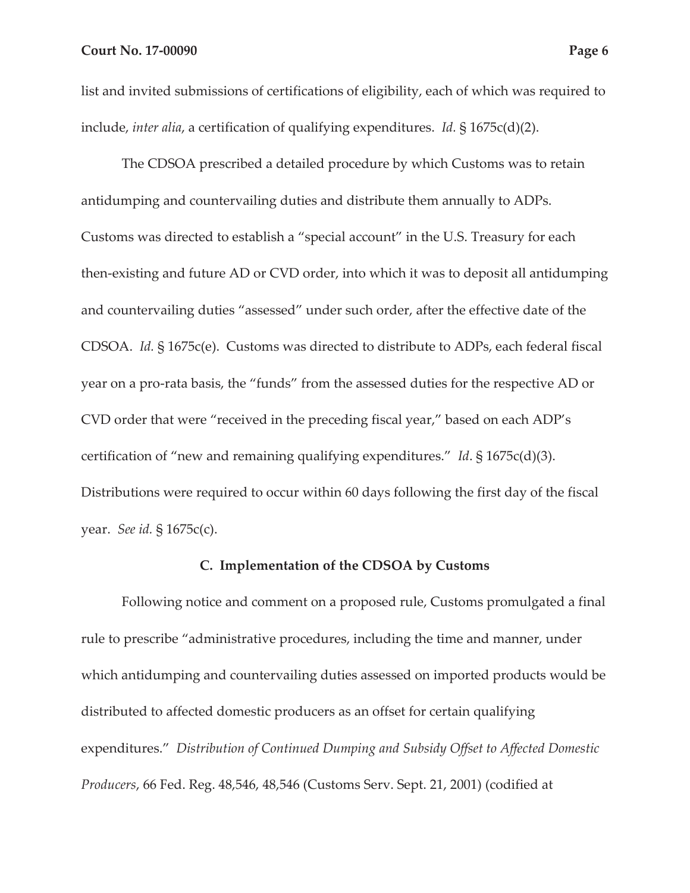list and invited submissions of certifications of eligibility, each of which was required to include, *inter alia*, a certification of qualifying expenditures. *Id.* § 1675c(d)(2).

The CDSOA prescribed a detailed procedure by which Customs was to retain antidumping and countervailing duties and distribute them annually to ADPs. Customs was directed to establish a "special account" in the U.S. Treasury for each then-existing and future AD or CVD order, into which it was to deposit all antidumping and countervailing duties "assessed" under such order, after the effective date of the CDSOA. *Id.* § 1675c(e). Customs was directed to distribute to ADPs, each federal fiscal year on a pro-rata basis, the "funds" from the assessed duties for the respective AD or CVD order that were "received in the preceding fiscal year," based on each ADP's certification of "new and remaining qualifying expenditures." *Id*. § 1675c(d)(3). Distributions were required to occur within 60 days following the first day of the fiscal year. *See id.* § 1675c(c).

### C. Implementation of the CDSOA by Customs

Following notice and comment on a proposed rule, Customs promulgated a final rule to prescribe "administrative procedures, including the time and manner, under which antidumping and countervailing duties assessed on imported products would be distributed to affected domestic producers as an offset for certain qualifying expenditures." *Distribution of Continued Dumping and Subsidy Offset to Affected Domestic Producers*, 66 Fed. Reg. 48,546, 48,546 (Customs Serv. Sept. 21, 2001) (codified at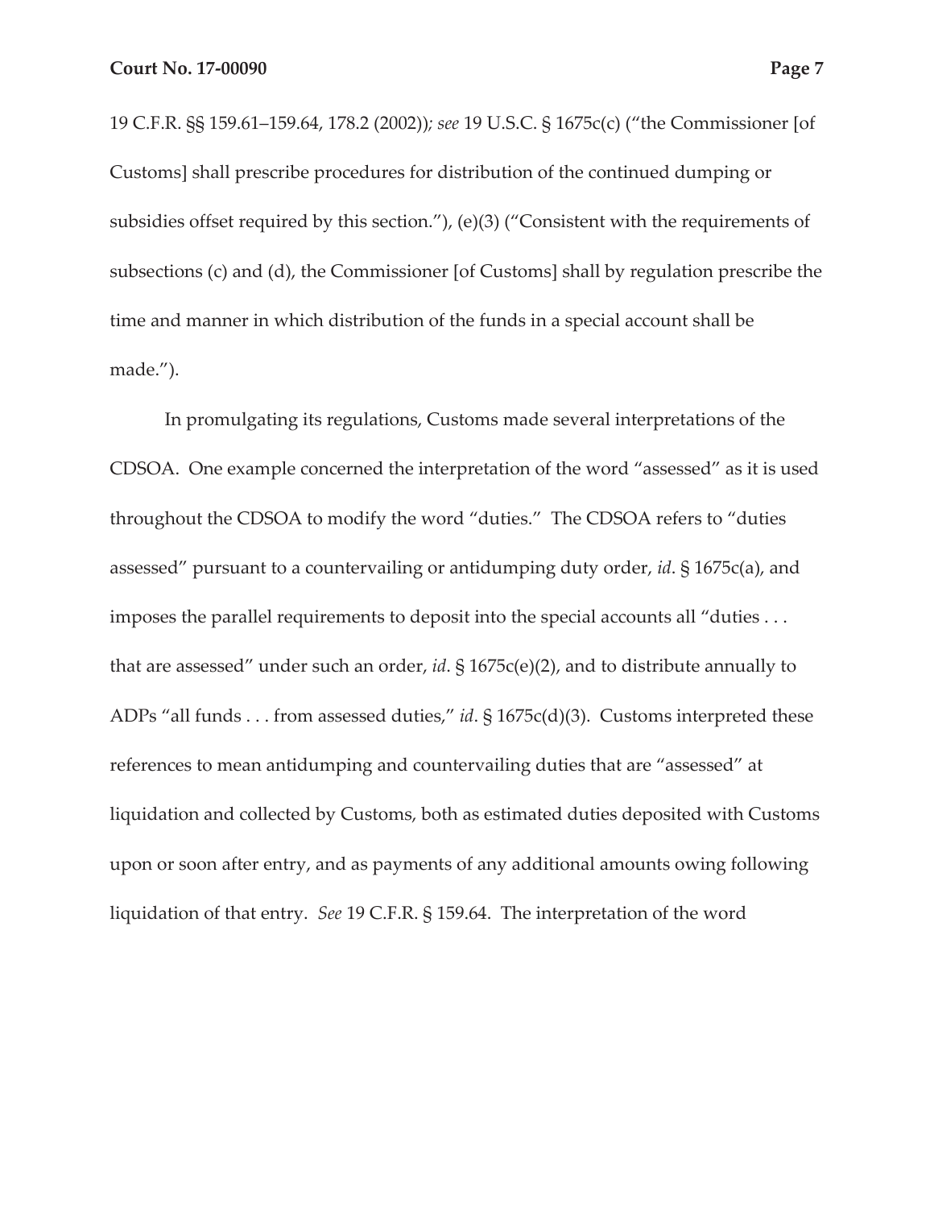19 C.F.R. §§ 159.61–159.64, 178.2 (2002)); *see* 19 U.S.C. § 1675c(c) ("the Commissioner [of Customs] shall prescribe procedures for distribution of the continued dumping or subsidies offset required by this section."), (e)(3) ("Consistent with the requirements of subsections (c) and (d), the Commissioner [of Customs] shall by regulation prescribe the time and manner in which distribution of the funds in a special account shall be made.").

In promulgating its regulations, Customs made several interpretations of the CDSOA. One example concerned the interpretation of the word "assessed" as it is used throughout the CDSOA to modify the word "duties." The CDSOA refers to "duties assessed" pursuant to a countervailing or antidumping duty order, *id*. § 1675c(a), and imposes the parallel requirements to deposit into the special accounts all "duties . . . that are assessed" under such an order, *id*. § 1675c(e)(2), and to distribute annually to ADPs "all funds . . . from assessed duties," *id*. § 1675c(d)(3). Customs interpreted these references to mean antidumping and countervailing duties that are "assessed" at liquidation and collected by Customs, both as estimated duties deposited with Customs upon or soon after entry, and as payments of any additional amounts owing following liquidation of that entry. *See* 19 C.F.R. § 159.64. The interpretation of the word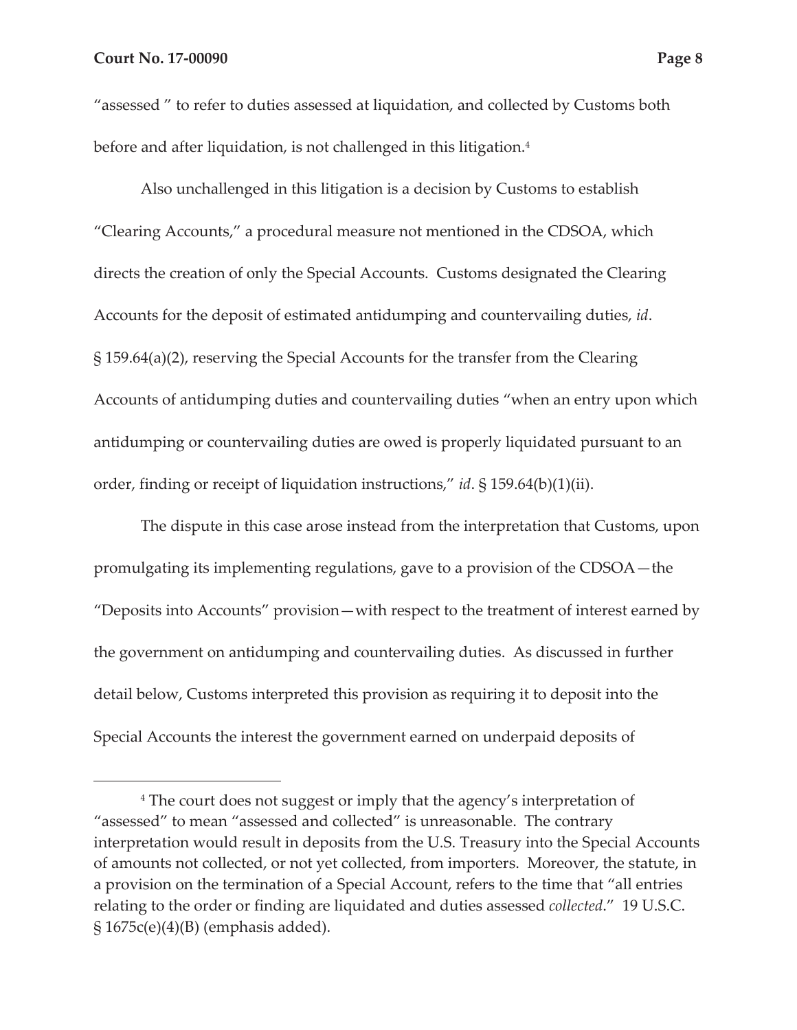"assessed " to refer to duties assessed at liquidation, and collected by Customs both before and after liquidation, is not challenged in this litigation.[4]

Also unchallenged in this litigation is a decision by Customs to establish "Clearing Accounts," a procedural measure not mentioned in the CDSOA, which directs the creation of only the Special Accounts. Customs designated the Clearing Accounts for the deposit of estimated antidumping and countervailing duties, *id*. § 159.64(a)(2), reserving the Special Accounts for the transfer from the Clearing Accounts of antidumping duties and countervailing duties "when an entry upon which antidumping or countervailing duties are owed is properly liquidated pursuant to an order, finding or receipt of liquidation instructions," *id*. § 159.64(b)(1)(ii).

The dispute in this case arose instead from the interpretation that Customs, upon promulgating its implementing regulations, gave to a provision of the CDSOA—the "Deposits into Accounts" provision—with respect to the treatment of interest earned by the government on antidumping and countervailing duties. As discussed in further detail below, Customs interpreted this provision as requiring it to deposit into the Special Accounts the interest the government earned on underpaid deposits of

[4] The court does not suggest or imply that the agency's interpretation of "assessed" to mean "assessed and collected" is unreasonable. The contrary interpretation would result in deposits from the U.S. Treasury into the Special Accounts of amounts not collected, or not yet collected, from importers. Moreover, the statute, in a provision on the termination of a Special Account, refers to the time that "all entries relating to the order or finding are liquidated and duties assessed *collected*." 19 U.S.C. § 1675c(e)(4)(B) (emphasis added).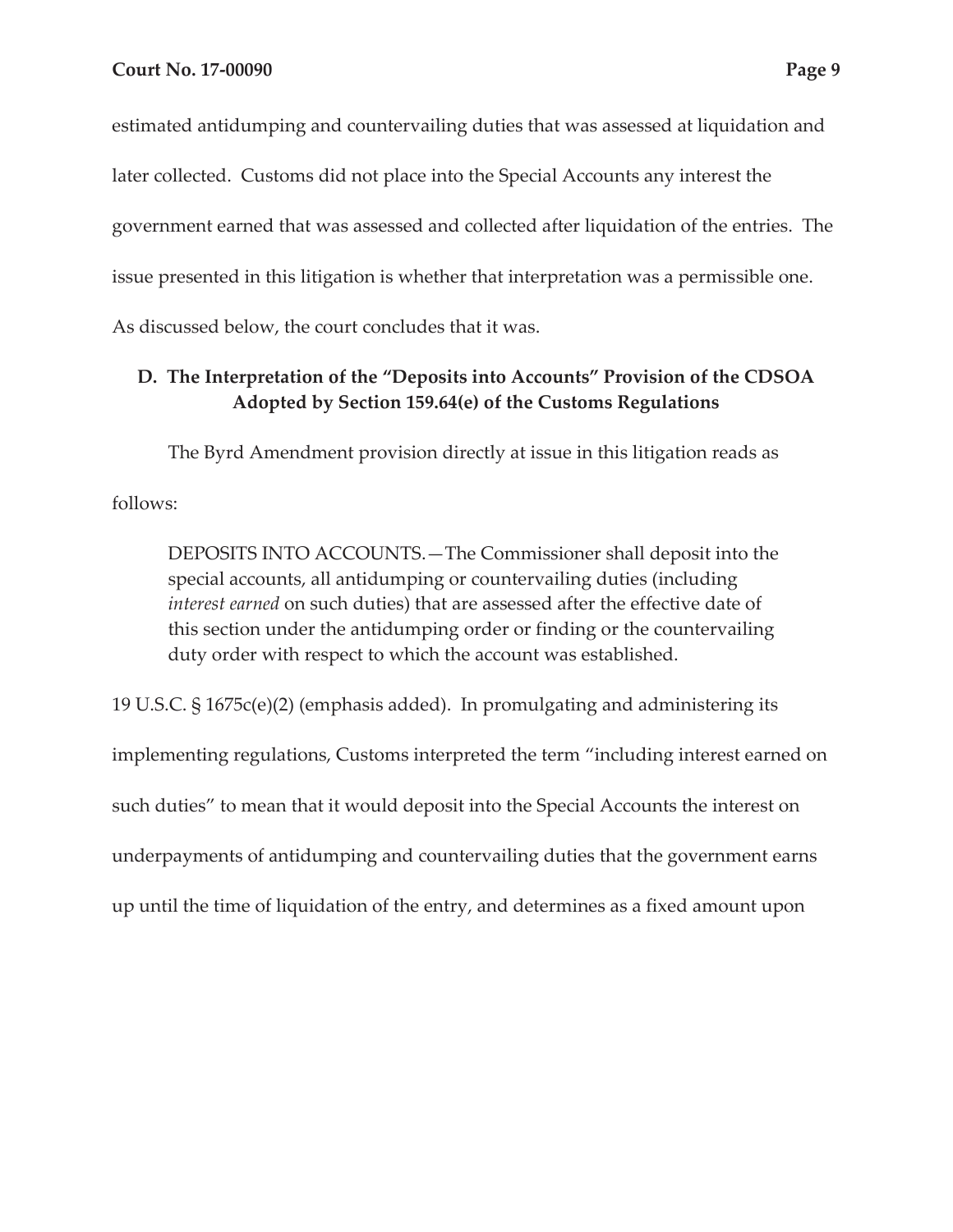estimated antidumping and countervailing duties that was assessed at liquidation and later collected. Customs did not place into the Special Accounts any interest the government earned that was assessed and collected after liquidation of the entries. The issue presented in this litigation is whether that interpretation was a permissible one. As discussed below, the court concludes that it was.

### D. The Interpretation of the "Deposits into Accounts" Provision of the CDSOA Adopted by Section 159.64(e) of the Customs Regulations

The Byrd Amendment provision directly at issue in this litigation reads as follows:

> DEPOSITS INTO ACCOUNTS.—The Commissioner shall deposit into the special accounts, all antidumping or countervailing duties (including *interest earned* on such duties) that are assessed after the effective date of this section under the antidumping order or finding or the countervailing duty order with respect to which the account was established.

19 U.S.C. § 1675c(e)(2) (emphasis added). In promulgating and administering its implementing regulations, Customs interpreted the term "including interest earned on such duties" to mean that it would deposit into the Special Accounts the interest on underpayments of antidumping and countervailing duties that the government earns up until the time of liquidation of the entry, and determines as a fixed amount upon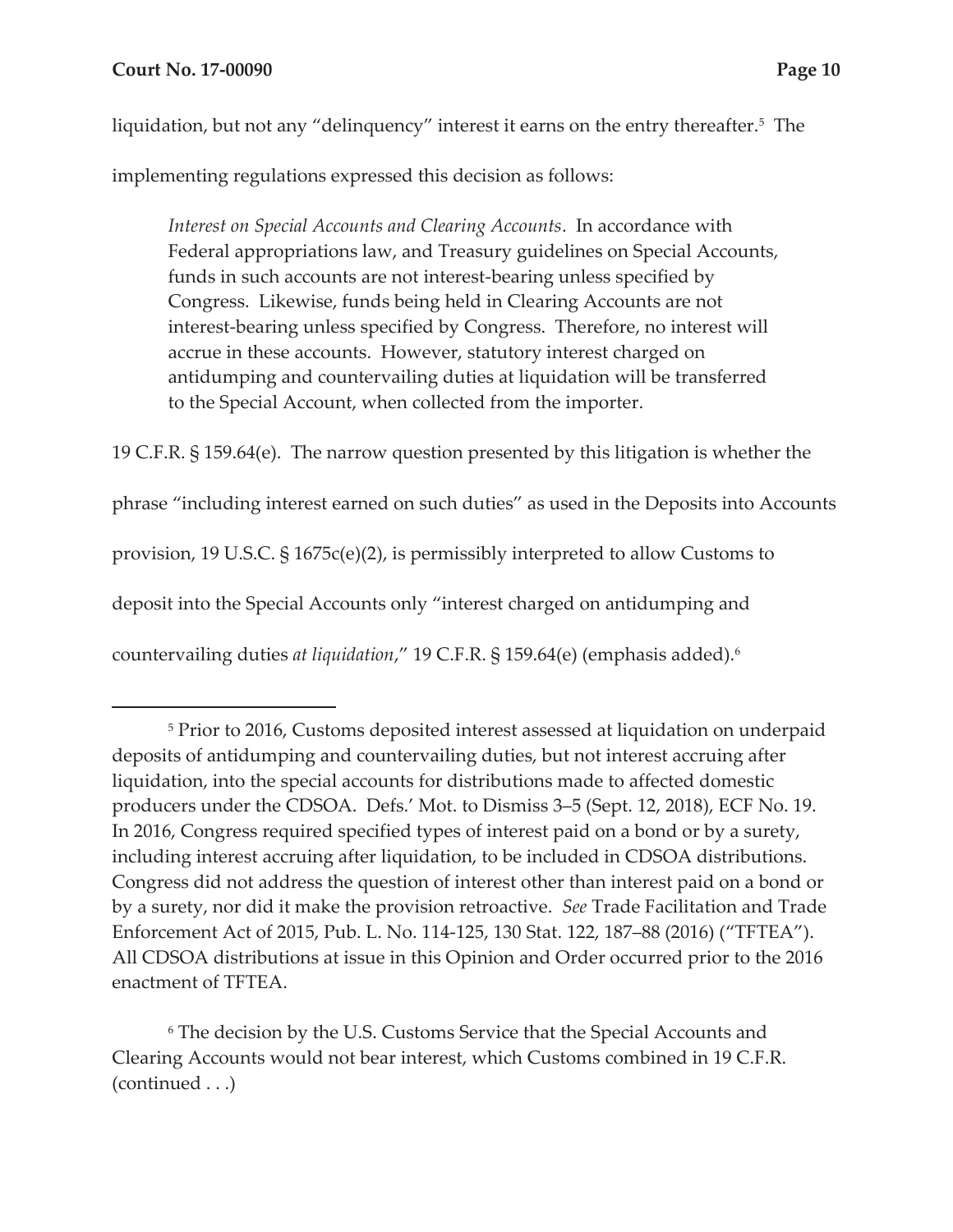liquidation, but not any "delinquency" interest it earns on the entry thereafter.[5] The implementing regulations expressed this decision as follows:

> *Interest on Special Accounts and Clearing Accounts*. In accordance with Federal appropriations law, and Treasury guidelines on Special Accounts, funds in such accounts are not interest-bearing unless specified by Congress. Likewise, funds being held in Clearing Accounts are not interest-bearing unless specified by Congress. Therefore, no interest will accrue in these accounts. However, statutory interest charged on antidumping and countervailing duties at liquidation will be transferred to the Special Account, when collected from the importer.

19 C.F.R. § 159.64(e). The narrow question presented by this litigation is whether the phrase "including interest earned on such duties" as used in the Deposits into Accounts provision, 19 U.S.C. § 1675c(e)(2), is permissibly interpreted to allow Customs to deposit into the Special Accounts only "interest charged on antidumping and countervailing duties *at liquidation*," 19 C.F.R. § 159.64(e) (emphasis added).[6]

---

[5] Prior to 2016, Customs deposited interest assessed at liquidation on underpaid deposits of antidumping and countervailing duties, but not interest accruing after liquidation, into the special accounts for distributions made to affected domestic producers under the CDSOA. Defs.' Mot. to Dismiss 3–5 (Sept. 12, 2018), ECF No. 19. In 2016, Congress required specified types of interest paid on a bond or by a surety, including interest accruing after liquidation, to be included in CDSOA distributions. Congress did not address the question of interest other than interest paid on a bond or by a surety, nor did it make the provision retroactive. *See* Trade Facilitation and Trade Enforcement Act of 2015, Pub. L. No. 114-125, 130 Stat. 122, 187–88 (2016) ("TFTEA"). All CDSOA distributions at issue in this Opinion and Order occurred prior to the 2016 enactment of TFTEA.

[6] The decision by the U.S. Customs Service that the Special Accounts and Clearing Accounts would not bear interest, which Customs combined in 19 C.F.R. (continued . . .)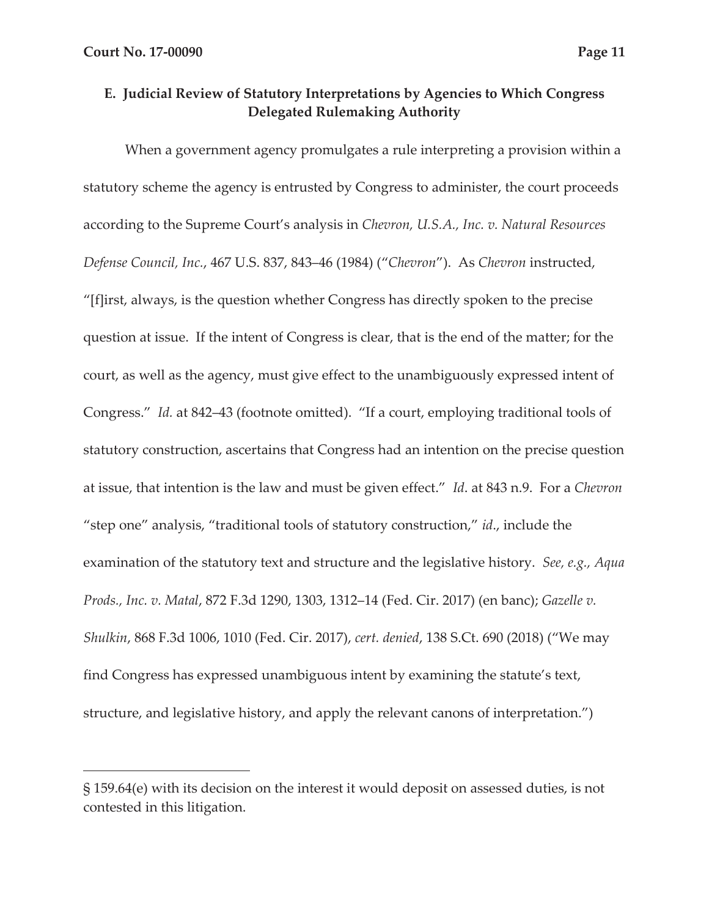**E. Judicial Review of Statutory Interpretations by Agencies to Which Congress Delegated Rulemaking Authority**

When a government agency promulgates a rule interpreting a provision within a statutory scheme the agency is entrusted by Congress to administer, the court proceeds according to the Supreme Court's analysis in *Chevron, U.S.A., Inc. v. Natural Resources Defense Council, Inc.*, 467 U.S. 837, 843–46 (1984) ("*Chevron*"). As *Chevron* instructed, "[f]irst, always, is the question whether Congress has directly spoken to the precise question at issue. If the intent of Congress is clear, that is the end of the matter; for the court, as well as the agency, must give effect to the unambiguously expressed intent of Congress." *Id.* at 842–43 (footnote omitted). "If a court, employing traditional tools of statutory construction, ascertains that Congress had an intention on the precise question at issue, that intention is the law and must be given effect." *Id*. at 843 n.9. For a *Chevron* "step one" analysis, "traditional tools of statutory construction," *id*., include the examination of the statutory text and structure and the legislative history. *See, e.g., Aqua Prods., Inc. v. Matal*, 872 F.3d 1290, 1303, 1312–14 (Fed. Cir. 2017) (en banc); *Gazelle v. Shulkin*, 868 F.3d 1006, 1010 (Fed. Cir. 2017), *cert. denied*, 138 S.Ct. 690 (2018) ("We may find Congress has expressed unambiguous intent by examining the statute's text, structure, and legislative history, and apply the relevant canons of interpretation.")

---

§ 159.64(e) with its decision on the interest it would deposit on assessed duties, is not contested in this litigation.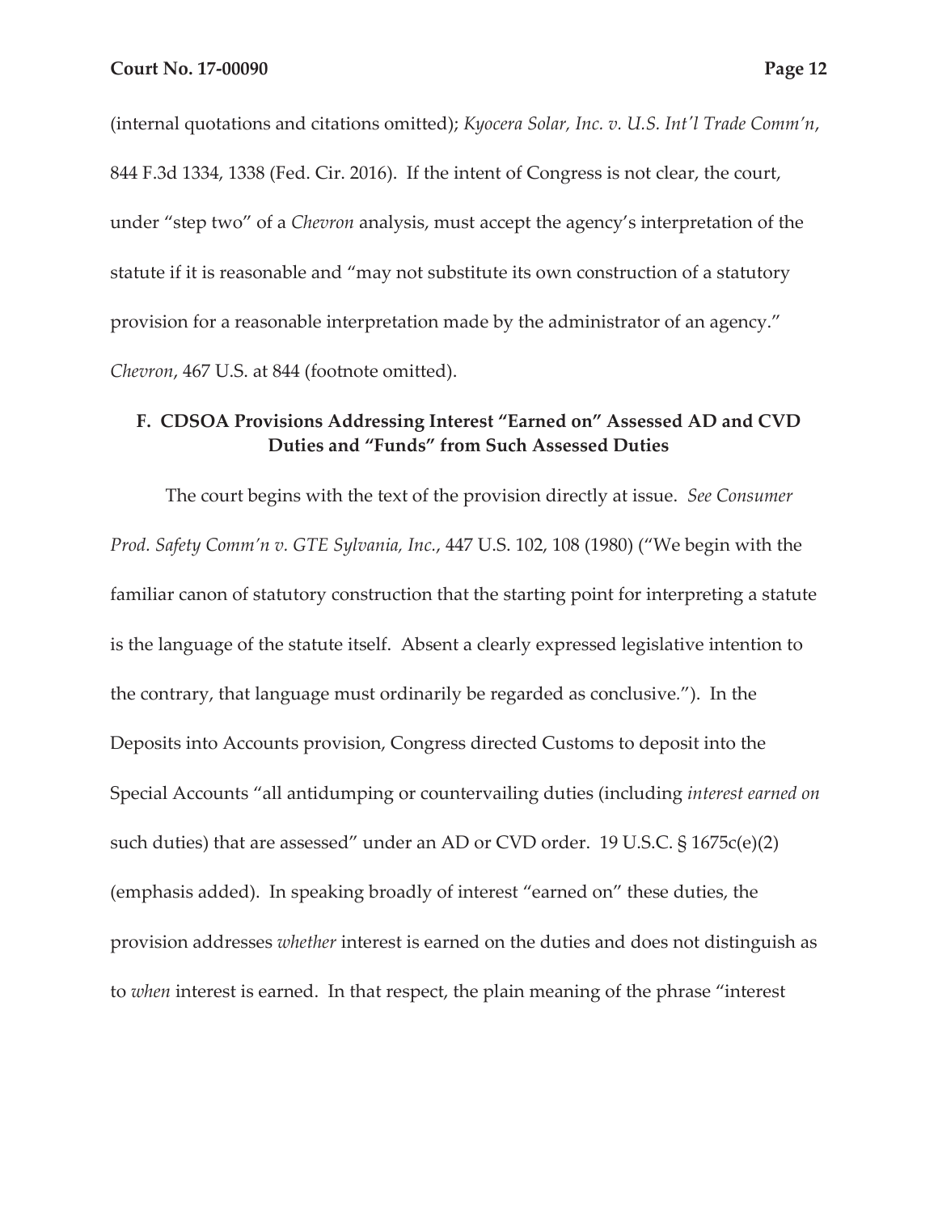(internal quotations and citations omitted); *Kyocera Solar, Inc. v. U.S. Int'l Trade Comm'n*, 844 F.3d 1334, 1338 (Fed. Cir. 2016). If the intent of Congress is not clear, the court, under "step two" of a *Chevron* analysis, must accept the agency's interpretation of the statute if it is reasonable and "may not substitute its own construction of a statutory provision for a reasonable interpretation made by the administrator of an agency." *Chevron*, 467 U.S. at 844 (footnote omitted).

### F. CDSOA Provisions Addressing Interest "Earned on" Assessed AD and CVD Duties and "Funds" from Such Assessed Duties

The court begins with the text of the provision directly at issue. *See Consumer Prod. Safety Comm'n v. GTE Sylvania, Inc.*, 447 U.S. 102, 108 (1980) ("We begin with the familiar canon of statutory construction that the starting point for interpreting a statute is the language of the statute itself. Absent a clearly expressed legislative intention to the contrary, that language must ordinarily be regarded as conclusive."). In the Deposits into Accounts provision, Congress directed Customs to deposit into the Special Accounts "all antidumping or countervailing duties (including *interest earned on* such duties) that are assessed" under an AD or CVD order. 19 U.S.C. § 1675c(e)(2) (emphasis added). In speaking broadly of interest "earned on" these duties, the provision addresses *whether* interest is earned on the duties and does not distinguish as to *when* interest is earned. In that respect, the plain meaning of the phrase "interest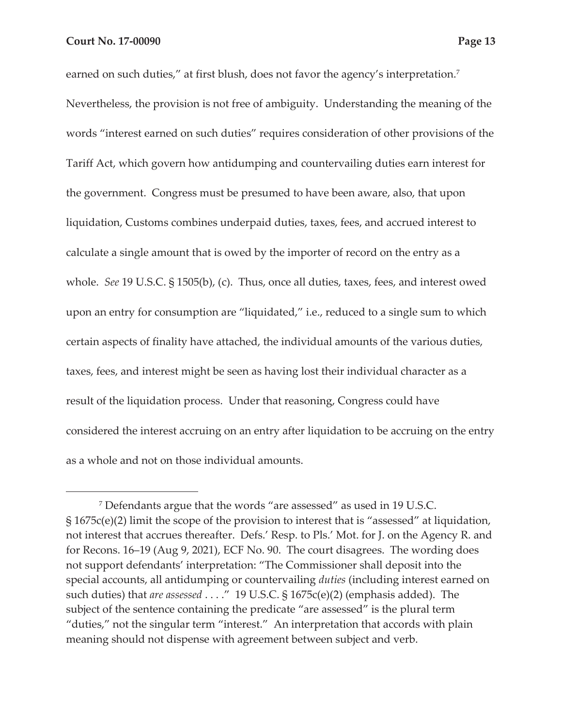earned on such duties," at first blush, does not favor the agency's interpretation.[7] Nevertheless, the provision is not free of ambiguity. Understanding the meaning of the words "interest earned on such duties" requires consideration of other provisions of the Tariff Act, which govern how antidumping and countervailing duties earn interest for the government. Congress must be presumed to have been aware, also, that upon liquidation, Customs combines underpaid duties, taxes, fees, and accrued interest to calculate a single amount that is owed by the importer of record on the entry as a whole. *See* 19 U.S.C. § 1505(b), (c). Thus, once all duties, taxes, fees, and interest owed upon an entry for consumption are "liquidated," i.e., reduced to a single sum to which certain aspects of finality have attached, the individual amounts of the various duties, taxes, fees, and interest might be seen as having lost their individual character as a result of the liquidation process. Under that reasoning, Congress could have considered the interest accruing on an entry after liquidation to be accruing on the entry as a whole and not on those individual amounts.

---

[7] Defendants argue that the words "are assessed" as used in 19 U.S.C. § 1675c(e)(2) limit the scope of the provision to interest that is "assessed" at liquidation, not interest that accrues thereafter. Defs.' Resp. to Pls.' Mot. for J. on the Agency R. and for Recons. 16–19 (Aug 9, 2021), ECF No. 90. The court disagrees. The wording does not support defendants' interpretation: "The Commissioner shall deposit into the special accounts, all antidumping or countervailing *duties* (including interest earned on such duties) that *are assessed* . . . ." 19 U.S.C. § 1675c(e)(2) (emphasis added). The subject of the sentence containing the predicate "are assessed" is the plural term "duties," not the singular term "interest." An interpretation that accords with plain meaning should not dispense with agreement between subject and verb.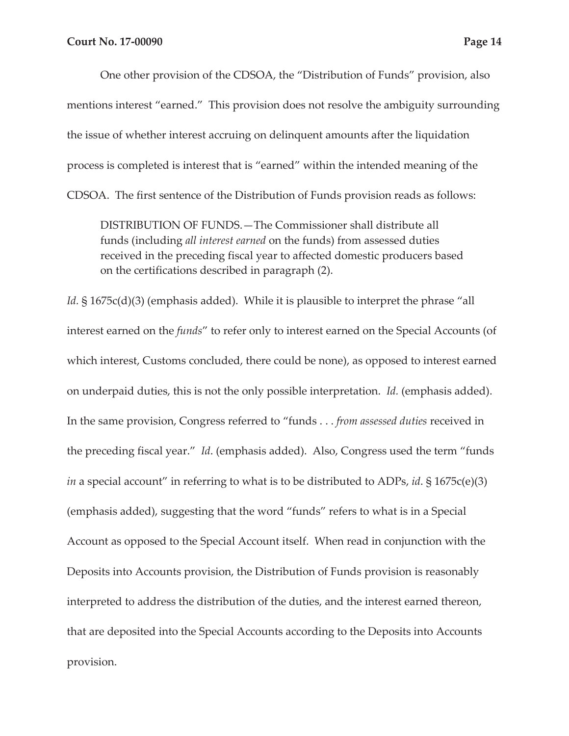One other provision of the CDSOA, the "Distribution of Funds" provision, also mentions interest "earned." This provision does not resolve the ambiguity surrounding the issue of whether interest accruing on delinquent amounts after the liquidation process is completed is interest that is "earned" within the intended meaning of the CDSOA. The first sentence of the Distribution of Funds provision reads as follows:

> DISTRIBUTION OF FUNDS.—The Commissioner shall distribute all funds (including *all interest earned* on the funds) from assessed duties received in the preceding fiscal year to affected domestic producers based on the certifications described in paragraph (2).

*Id.* § 1675c(d)(3) (emphasis added). While it is plausible to interpret the phrase "all interest earned on the *funds*" to refer only to interest earned on the Special Accounts (of which interest, Customs concluded, there could be none), as opposed to interest earned on underpaid duties, this is not the only possible interpretation. *Id.* (emphasis added). In the same provision, Congress referred to "funds . . . *from assessed duties* received in the preceding fiscal year." *Id*. (emphasis added). Also, Congress used the term "funds *in* a special account" in referring to what is to be distributed to ADPs, *id*. § 1675c(e)(3) (emphasis added), suggesting that the word "funds" refers to what is in a Special Account as opposed to the Special Account itself. When read in conjunction with the Deposits into Accounts provision, the Distribution of Funds provision is reasonably interpreted to address the distribution of the duties, and the interest earned thereon, that are deposited into the Special Accounts according to the Deposits into Accounts provision.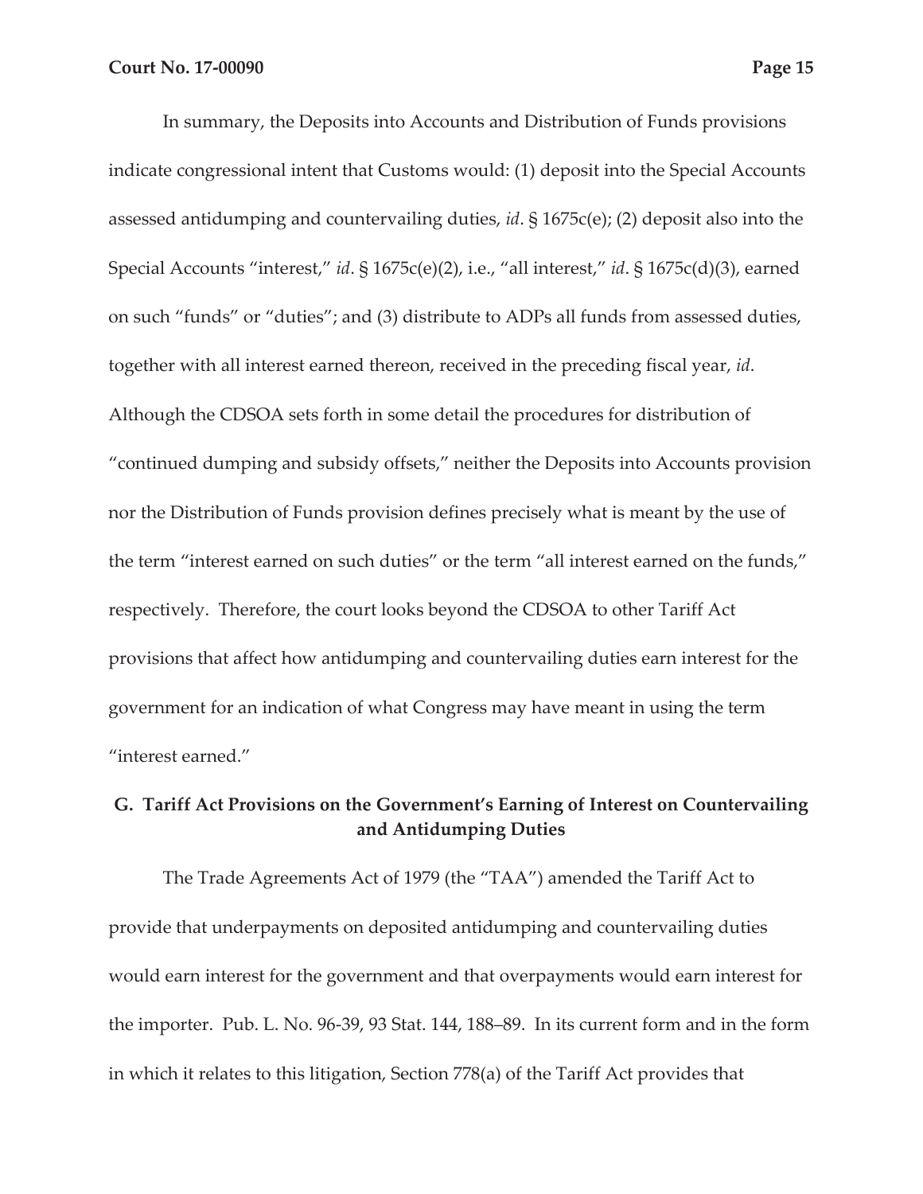In summary, the Deposits into Accounts and Distribution of Funds provisions indicate congressional intent that Customs would: (1) deposit into the Special Accounts assessed antidumping and countervailing duties, *id*. § 1675c(e); (2) deposit also into the Special Accounts "interest," *id*. § 1675c(e)(2), i.e., "all interest," *id*. § 1675c(d)(3), earned on such "funds" or "duties"; and (3) distribute to ADPs all funds from assessed duties, together with all interest earned thereon, received in the preceding fiscal year, *id*. Although the CDSOA sets forth in some detail the procedures for distribution of "continued dumping and subsidy offsets," neither the Deposits into Accounts provision nor the Distribution of Funds provision defines precisely what is meant by the use of the term "interest earned on such duties" or the term "all interest earned on the funds," respectively. Therefore, the court looks beyond the CDSOA to other Tariff Act provisions that affect how antidumping and countervailing duties earn interest for the government for an indication of what Congress may have meant in using the term "interest earned."

## G. Tariff Act Provisions on the Government's Earning of Interest on Countervailing and Antidumping Duties

The Trade Agreements Act of 1979 (the "TAA") amended the Tariff Act to provide that underpayments on deposited antidumping and countervailing duties would earn interest for the government and that overpayments would earn interest for the importer. Pub. L. No. 96-39, 93 Stat. 144, 188–89. In its current form and in the form in which it relates to this litigation, Section 778(a) of the Tariff Act provides that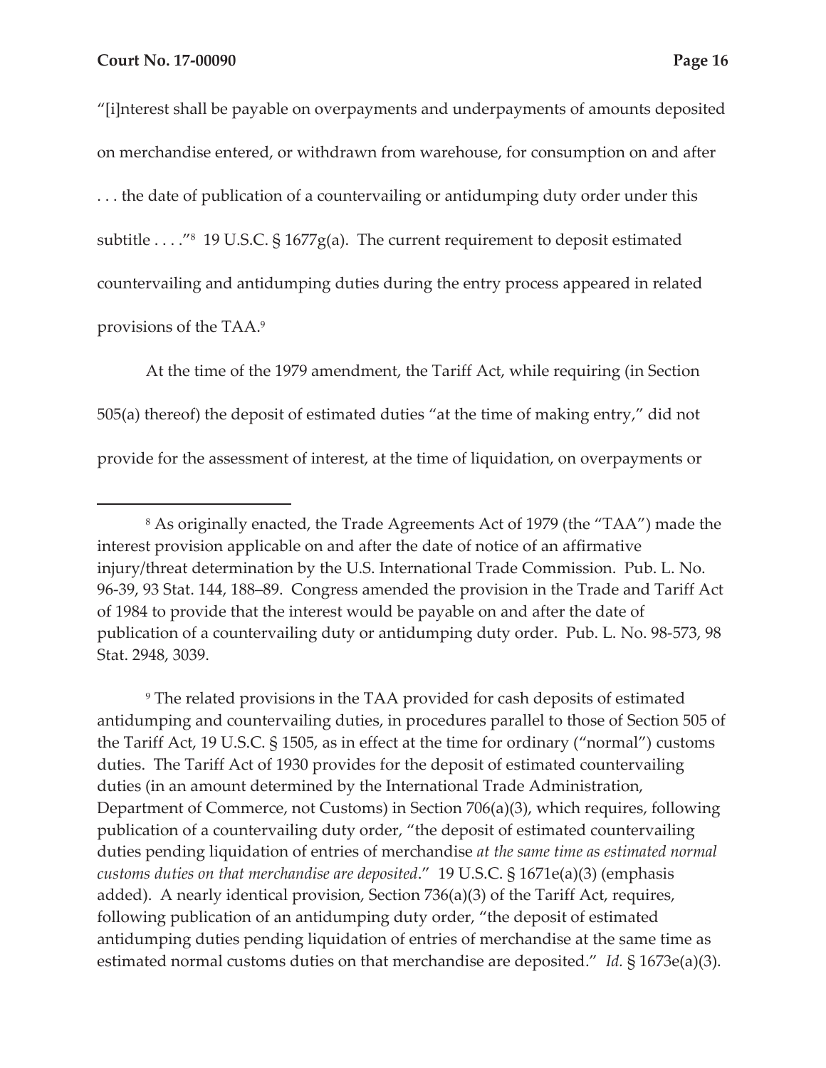"[i]nterest shall be payable on overpayments and underpayments of amounts deposited on merchandise entered, or withdrawn from warehouse, for consumption on and after . . . the date of publication of a countervailing or antidumping duty order under this subtitle . . . ."[8] 19 U.S.C. § 1677g(a). The current requirement to deposit estimated countervailing and antidumping duties during the entry process appeared in related provisions of the TAA.[9]

At the time of the 1979 amendment, the Tariff Act, while requiring (in Section 505(a) thereof) the deposit of estimated duties "at the time of making entry," did not provide for the assessment of interest, at the time of liquidation, on overpayments or

---

[8] As originally enacted, the Trade Agreements Act of 1979 (the "TAA") made the interest provision applicable on and after the date of notice of an affirmative injury/threat determination by the U.S. International Trade Commission. Pub. L. No. 96-39, 93 Stat. 144, 188–89. Congress amended the provision in the Trade and Tariff Act of 1984 to provide that the interest would be payable on and after the date of publication of a countervailing duty or antidumping duty order. Pub. L. No. 98-573, 98 Stat. 2948, 3039.

[9] The related provisions in the TAA provided for cash deposits of estimated antidumping and countervailing duties, in procedures parallel to those of Section 505 of the Tariff Act, 19 U.S.C. § 1505, as in effect at the time for ordinary ("normal") customs duties. The Tariff Act of 1930 provides for the deposit of estimated countervailing duties (in an amount determined by the International Trade Administration, Department of Commerce, not Customs) in Section 706(a)(3), which requires, following publication of a countervailing duty order, "the deposit of estimated countervailing duties pending liquidation of entries of merchandise *at the same time as estimated normal customs duties on that merchandise are deposited*." 19 U.S.C. § 1671e(a)(3) (emphasis added). A nearly identical provision, Section 736(a)(3) of the Tariff Act, requires, following publication of an antidumping duty order, "the deposit of estimated antidumping duties pending liquidation of entries of merchandise at the same time as estimated normal customs duties on that merchandise are deposited." *Id.* § 1673e(a)(3).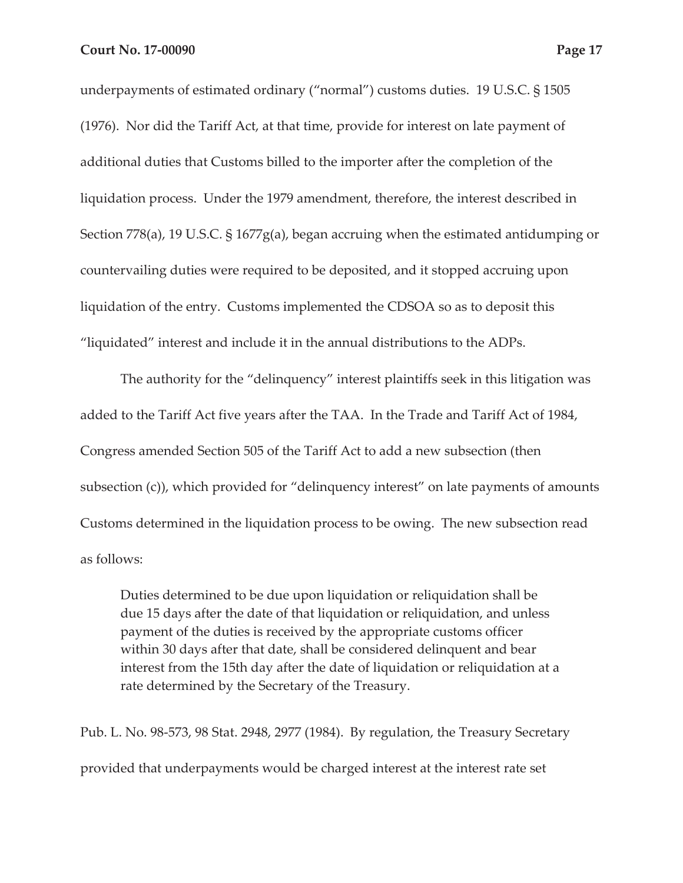underpayments of estimated ordinary ("normal") customs duties. 19 U.S.C. § 1505 (1976). Nor did the Tariff Act, at that time, provide for interest on late payment of additional duties that Customs billed to the importer after the completion of the liquidation process. Under the 1979 amendment, therefore, the interest described in Section 778(a), 19 U.S.C. § 1677g(a), began accruing when the estimated antidumping or countervailing duties were required to be deposited, and it stopped accruing upon liquidation of the entry. Customs implemented the CDSOA so as to deposit this "liquidated" interest and include it in the annual distributions to the ADPs.

The authority for the "delinquency" interest plaintiffs seek in this litigation was added to the Tariff Act five years after the TAA. In the Trade and Tariff Act of 1984, Congress amended Section 505 of the Tariff Act to add a new subsection (then subsection (c)), which provided for "delinquency interest" on late payments of amounts Customs determined in the liquidation process to be owing. The new subsection read as follows:

> Duties determined to be due upon liquidation or reliquidation shall be due 15 days after the date of that liquidation or reliquidation, and unless payment of the duties is received by the appropriate customs officer within 30 days after that date, shall be considered delinquent and bear interest from the 15th day after the date of liquidation or reliquidation at a rate determined by the Secretary of the Treasury.

Pub. L. No. 98-573, 98 Stat. 2948, 2977 (1984). By regulation, the Treasury Secretary provided that underpayments would be charged interest at the interest rate set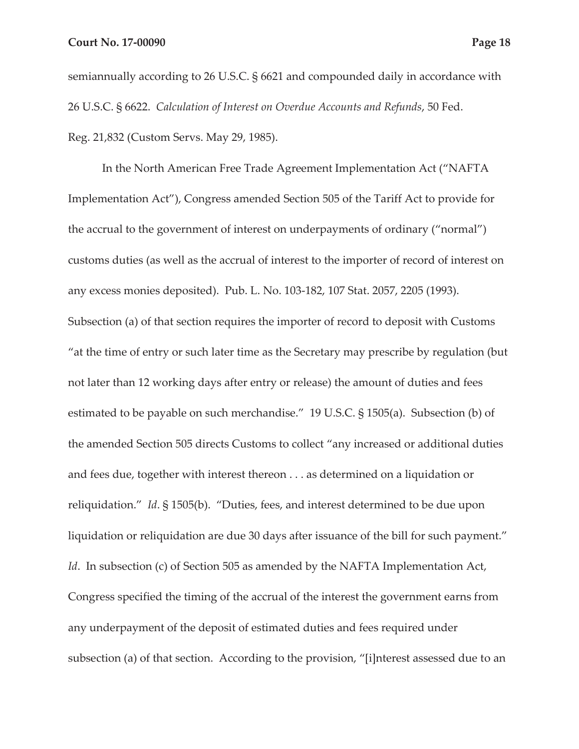semiannually according to 26 U.S.C. § 6621 and compounded daily in accordance with 26 U.S.C. § 6622. *Calculation of Interest on Overdue Accounts and Refunds*, 50 Fed. Reg. 21,832 (Custom Servs. May 29, 1985).

In the North American Free Trade Agreement Implementation Act ("NAFTA Implementation Act"), Congress amended Section 505 of the Tariff Act to provide for the accrual to the government of interest on underpayments of ordinary ("normal") customs duties (as well as the accrual of interest to the importer of record of interest on any excess monies deposited). Pub. L. No. 103-182, 107 Stat. 2057, 2205 (1993). Subsection (a) of that section requires the importer of record to deposit with Customs "at the time of entry or such later time as the Secretary may prescribe by regulation (but not later than 12 working days after entry or release) the amount of duties and fees estimated to be payable on such merchandise." 19 U.S.C. § 1505(a). Subsection (b) of the amended Section 505 directs Customs to collect "any increased or additional duties and fees due, together with interest thereon . . . as determined on a liquidation or reliquidation." *Id*. § 1505(b). "Duties, fees, and interest determined to be due upon liquidation or reliquidation are due 30 days after issuance of the bill for such payment." *Id*. In subsection (c) of Section 505 as amended by the NAFTA Implementation Act, Congress specified the timing of the accrual of the interest the government earns from any underpayment of the deposit of estimated duties and fees required under subsection (a) of that section. According to the provision, "[i]nterest assessed due to an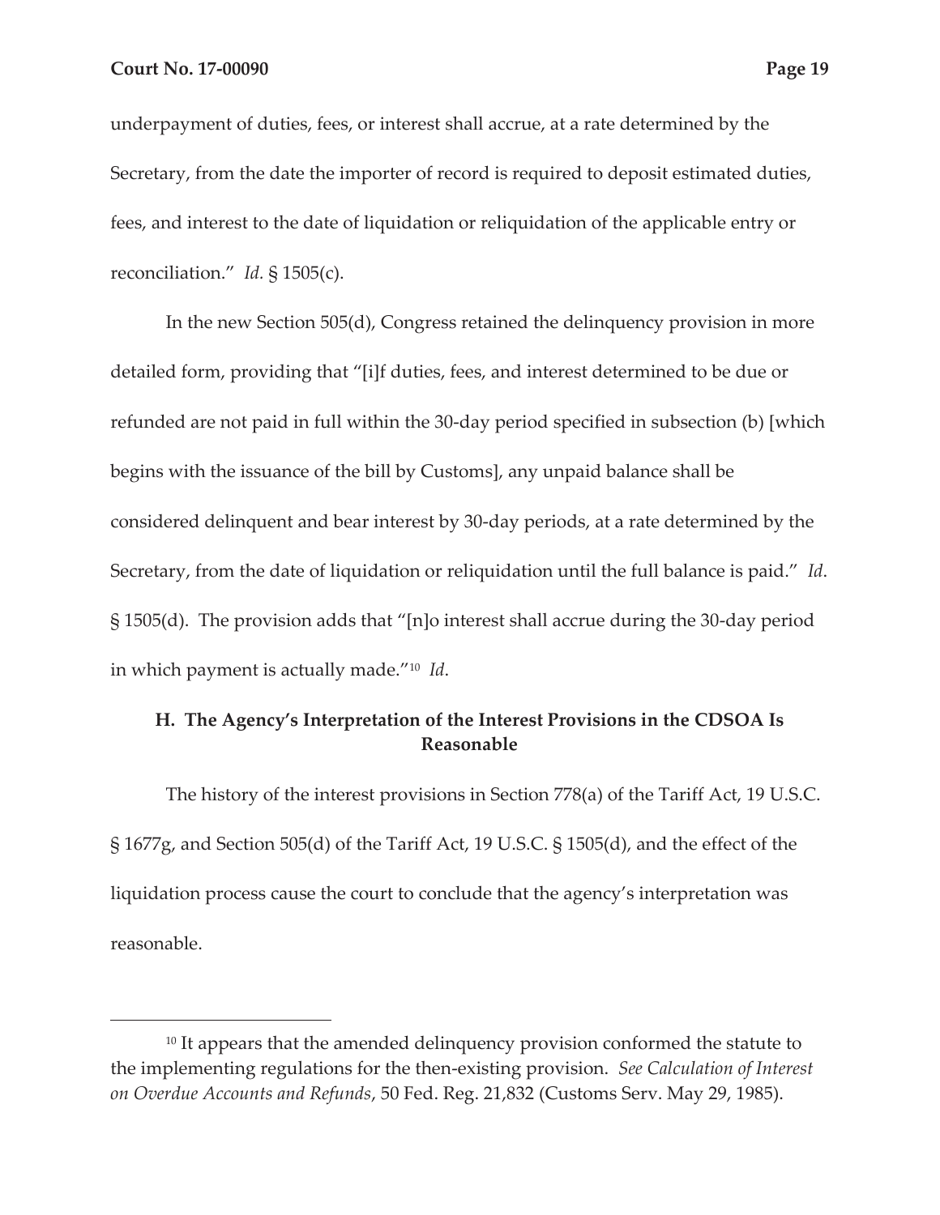underpayment of duties, fees, or interest shall accrue, at a rate determined by the Secretary, from the date the importer of record is required to deposit estimated duties, fees, and interest to the date of liquidation or reliquidation of the applicable entry or reconciliation." *Id.* § 1505(c).

In the new Section 505(d), Congress retained the delinquency provision in more detailed form, providing that "[i]f duties, fees, and interest determined to be due or refunded are not paid in full within the 30-day period specified in subsection (b) [which begins with the issuance of the bill by Customs], any unpaid balance shall be considered delinquent and bear interest by 30-day periods, at a rate determined by the Secretary, from the date of liquidation or reliquidation until the full balance is paid." *Id*. § 1505(d). The provision adds that "[n]o interest shall accrue during the 30-day period in which payment is actually made."[10] *Id*.

### H. The Agency's Interpretation of the Interest Provisions in the CDSOA Is Reasonable

The history of the interest provisions in Section 778(a) of the Tariff Act, 19 U.S.C. § 1677g, and Section 505(d) of the Tariff Act, 19 U.S.C. § 1505(d), and the effect of the liquidation process cause the court to conclude that the agency's interpretation was reasonable.

---

[10] It appears that the amended delinquency provision conformed the statute to the implementing regulations for the then-existing provision. *See Calculation of Interest on Overdue Accounts and Refunds*, 50 Fed. Reg. 21,832 (Customs Serv. May 29, 1985).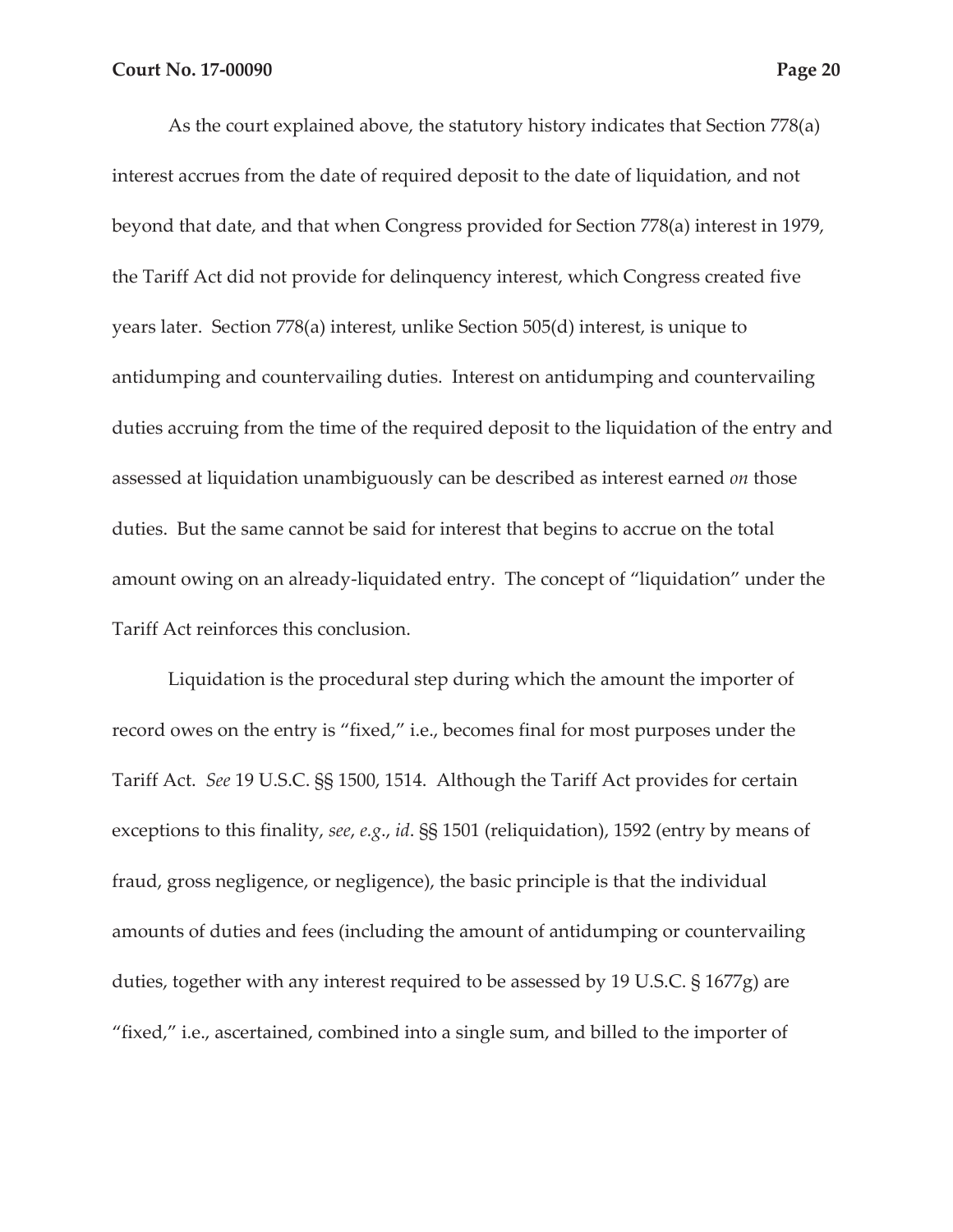As the court explained above, the statutory history indicates that Section 778(a) interest accrues from the date of required deposit to the date of liquidation, and not beyond that date, and that when Congress provided for Section 778(a) interest in 1979, the Tariff Act did not provide for delinquency interest, which Congress created five years later. Section 778(a) interest, unlike Section 505(d) interest, is unique to antidumping and countervailing duties. Interest on antidumping and countervailing duties accruing from the time of the required deposit to the liquidation of the entry and assessed at liquidation unambiguously can be described as interest earned *on* those duties. But the same cannot be said for interest that begins to accrue on the total amount owing on an already-liquidated entry. The concept of "liquidation" under the Tariff Act reinforces this conclusion.

Liquidation is the procedural step during which the amount the importer of record owes on the entry is "fixed," i.e., becomes final for most purposes under the Tariff Act. *See* 19 U.S.C. §§ 1500, 1514. Although the Tariff Act provides for certain exceptions to this finality, *see*, *e.g.*, *id*. §§ 1501 (reliquidation), 1592 (entry by means of fraud, gross negligence, or negligence), the basic principle is that the individual amounts of duties and fees (including the amount of antidumping or countervailing duties, together with any interest required to be assessed by 19 U.S.C. § 1677g) are "fixed," i.e., ascertained, combined into a single sum, and billed to the importer of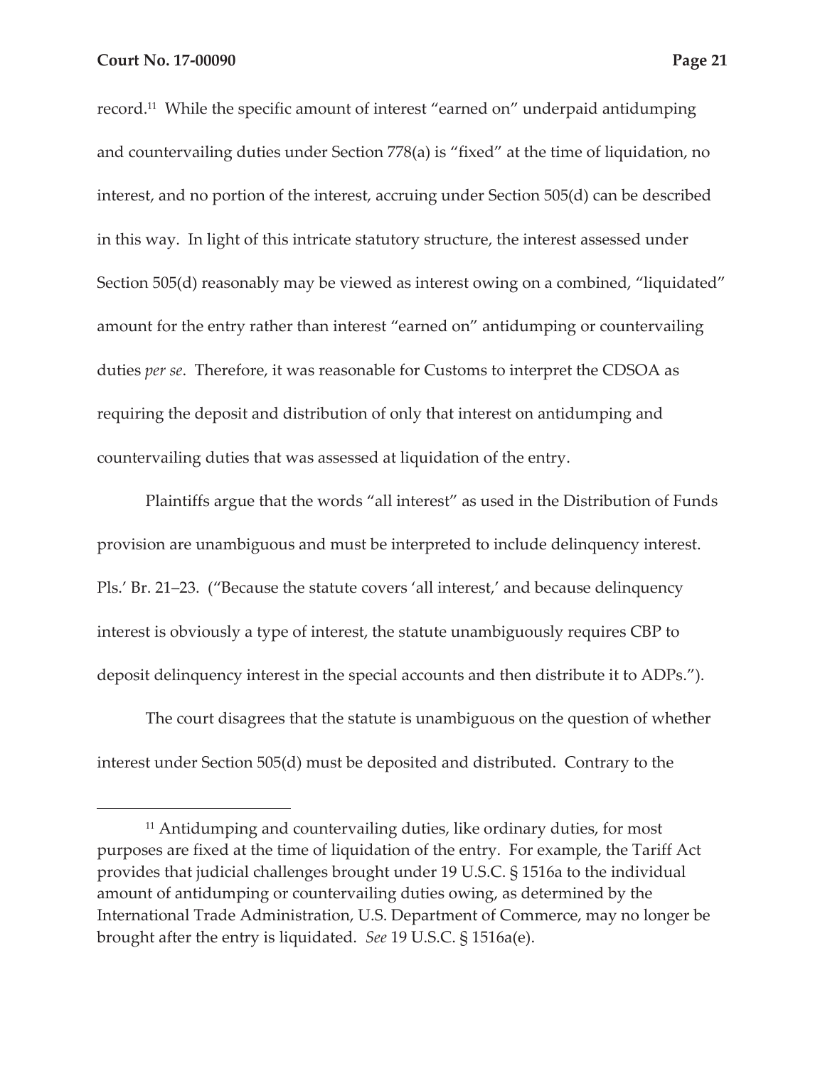record.[11] While the specific amount of interest "earned on" underpaid antidumping and countervailing duties under Section 778(a) is "fixed" at the time of liquidation, no interest, and no portion of the interest, accruing under Section 505(d) can be described in this way. In light of this intricate statutory structure, the interest assessed under Section 505(d) reasonably may be viewed as interest owing on a combined, "liquidated" amount for the entry rather than interest "earned on" antidumping or countervailing duties *per se*. Therefore, it was reasonable for Customs to interpret the CDSOA as requiring the deposit and distribution of only that interest on antidumping and countervailing duties that was assessed at liquidation of the entry.

Plaintiffs argue that the words "all interest" as used in the Distribution of Funds provision are unambiguous and must be interpreted to include delinquency interest. Pls.' Br. 21–23. ("Because the statute covers 'all interest,' and because delinquency interest is obviously a type of interest, the statute unambiguously requires CBP to deposit delinquency interest in the special accounts and then distribute it to ADPs.").

The court disagrees that the statute is unambiguous on the question of whether interest under Section 505(d) must be deposited and distributed. Contrary to the

---

[11] Antidumping and countervailing duties, like ordinary duties, for most purposes are fixed at the time of liquidation of the entry. For example, the Tariff Act provides that judicial challenges brought under 19 U.S.C. § 1516a to the individual amount of antidumping or countervailing duties owing, as determined by the International Trade Administration, U.S. Department of Commerce, may no longer be brought after the entry is liquidated. *See* 19 U.S.C. § 1516a(e).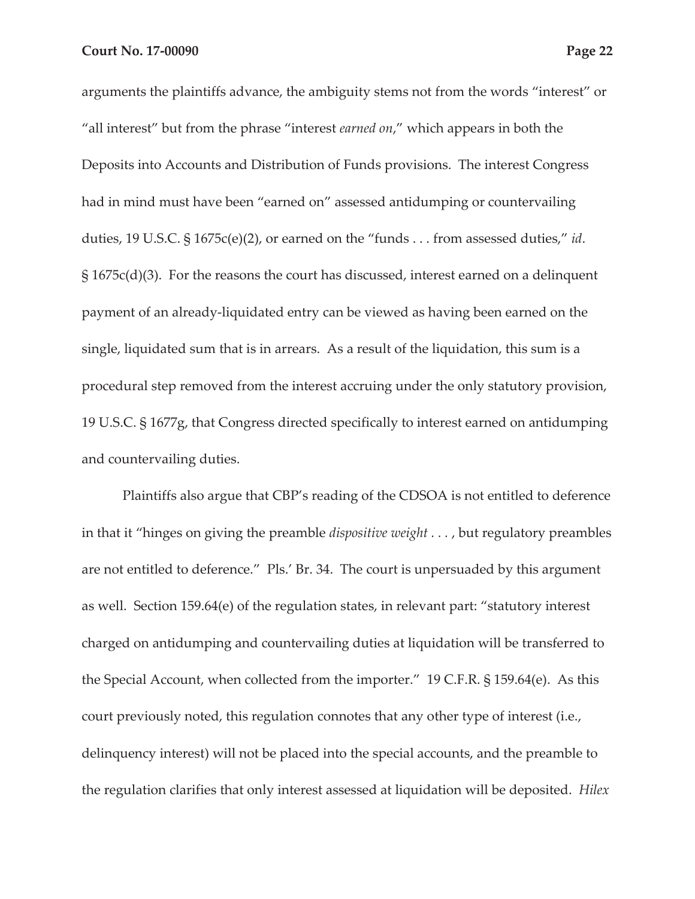arguments the plaintiffs advance, the ambiguity stems not from the words "interest" or "all interest" but from the phrase "interest *earned on*," which appears in both the Deposits into Accounts and Distribution of Funds provisions. The interest Congress had in mind must have been "earned on" assessed antidumping or countervailing duties, 19 U.S.C. § 1675c(e)(2), or earned on the "funds . . . from assessed duties," *id*. § 1675c(d)(3). For the reasons the court has discussed, interest earned on a delinquent payment of an already-liquidated entry can be viewed as having been earned on the single, liquidated sum that is in arrears. As a result of the liquidation, this sum is a procedural step removed from the interest accruing under the only statutory provision, 19 U.S.C. § 1677g, that Congress directed specifically to interest earned on antidumping and countervailing duties.

Plaintiffs also argue that CBP's reading of the CDSOA is not entitled to deference in that it "hinges on giving the preamble *dispositive weight* . . . , but regulatory preambles are not entitled to deference." Pls.' Br. 34. The court is unpersuaded by this argument as well. Section 159.64(e) of the regulation states, in relevant part: "statutory interest charged on antidumping and countervailing duties at liquidation will be transferred to the Special Account, when collected from the importer." 19 C.F.R. § 159.64(e). As this court previously noted, this regulation connotes that any other type of interest (i.e., delinquency interest) will not be placed into the special accounts, and the preamble to the regulation clarifies that only interest assessed at liquidation will be deposited. *Hilex*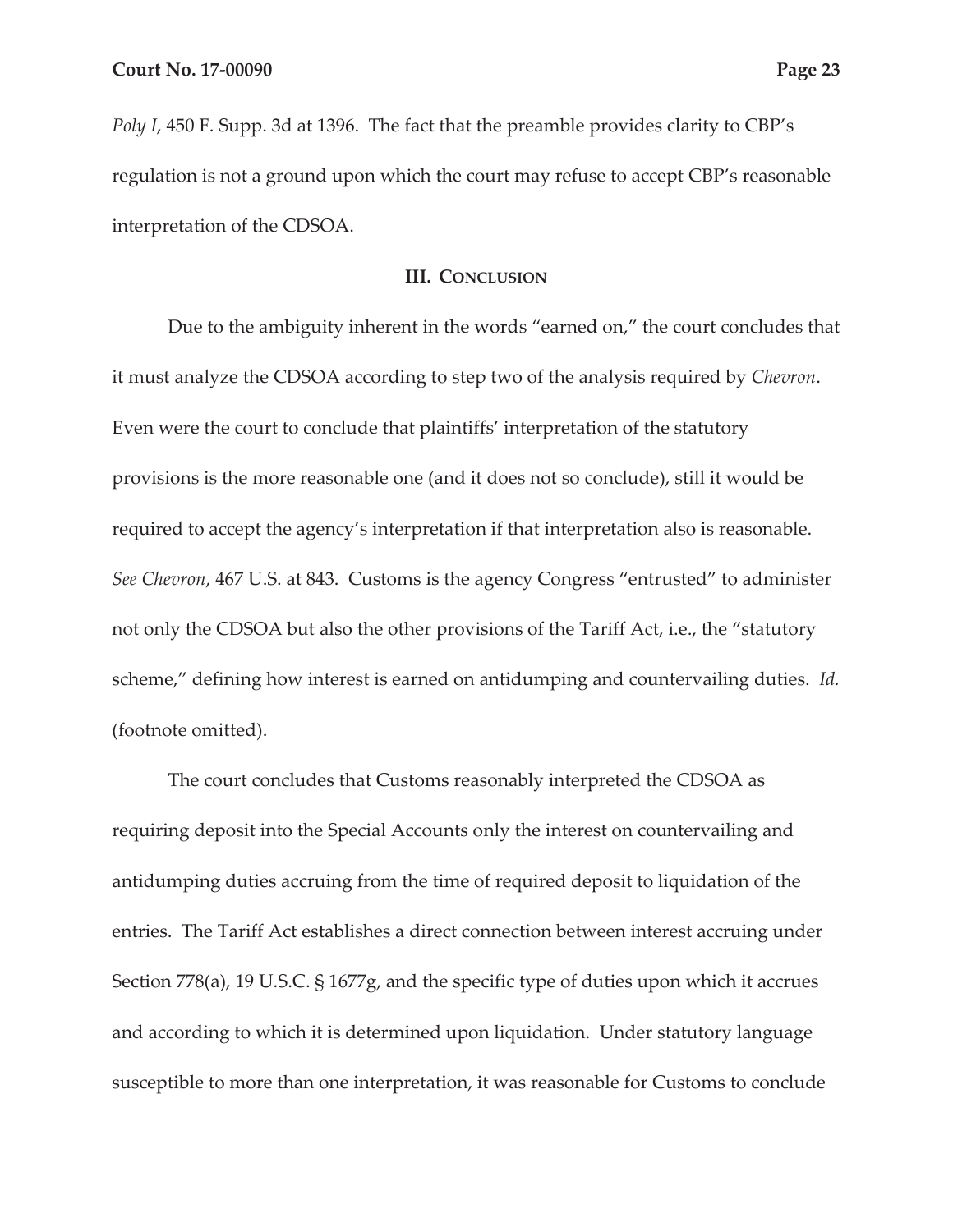*Poly I*, 450 F. Supp. 3d at 1396. The fact that the preamble provides clarity to CBP's regulation is not a ground upon which the court may refuse to accept CBP's reasonable interpretation of the CDSOA.

## III. CONCLUSION

Due to the ambiguity inherent in the words "earned on," the court concludes that it must analyze the CDSOA according to step two of the analysis required by *Chevron*. Even were the court to conclude that plaintiffs' interpretation of the statutory provisions is the more reasonable one (and it does not so conclude), still it would be required to accept the agency's interpretation if that interpretation also is reasonable. *See Chevron*, 467 U.S. at 843. Customs is the agency Congress "entrusted" to administer not only the CDSOA but also the other provisions of the Tariff Act, i.e., the "statutory scheme," defining how interest is earned on antidumping and countervailing duties. *Id.* (footnote omitted).

The court concludes that Customs reasonably interpreted the CDSOA as requiring deposit into the Special Accounts only the interest on countervailing and antidumping duties accruing from the time of required deposit to liquidation of the entries. The Tariff Act establishes a direct connection between interest accruing under Section 778(a), 19 U.S.C. § 1677g, and the specific type of duties upon which it accrues and according to which it is determined upon liquidation. Under statutory language susceptible to more than one interpretation, it was reasonable for Customs to conclude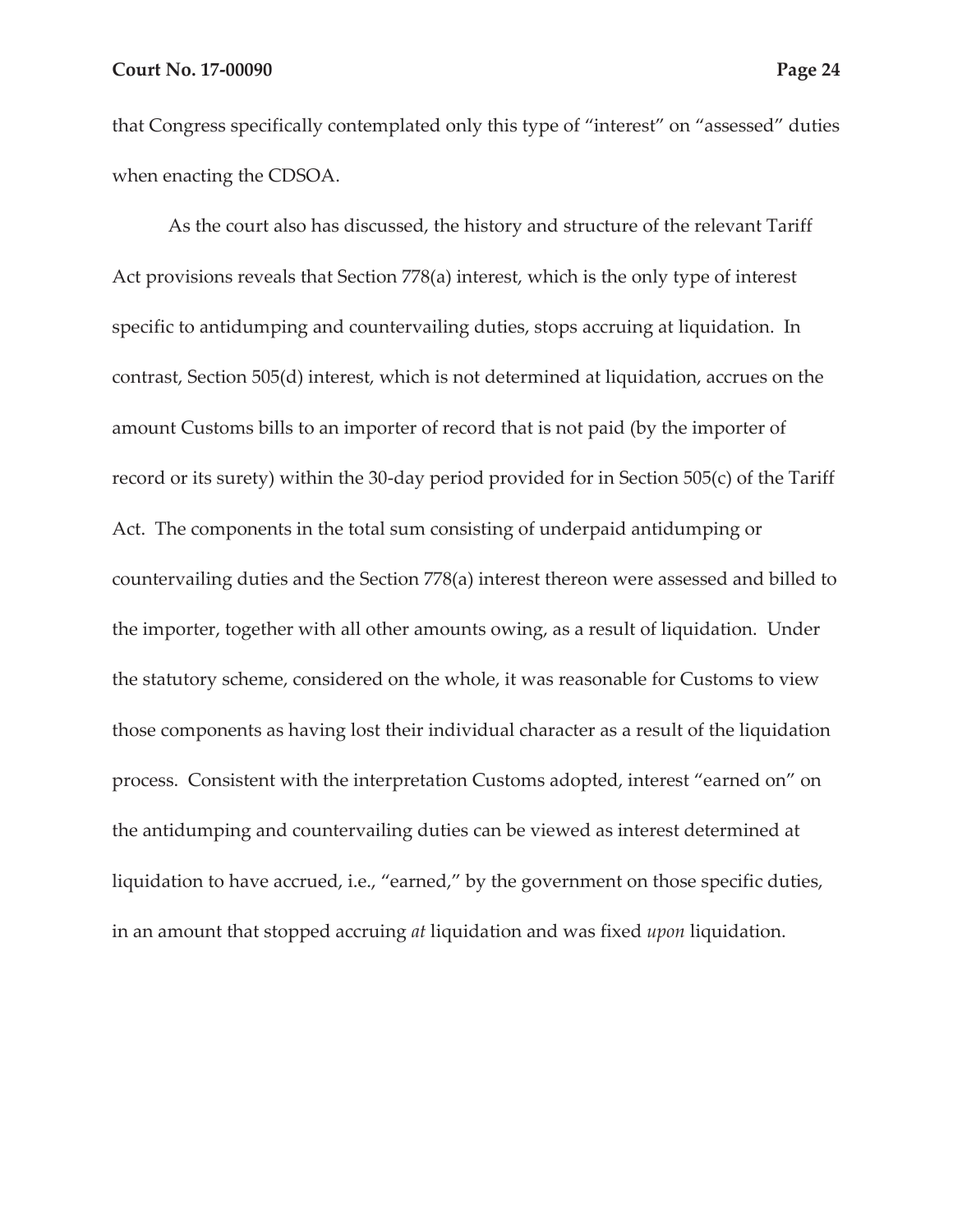that Congress specifically contemplated only this type of "interest" on "assessed" duties when enacting the CDSOA.

As the court also has discussed, the history and structure of the relevant Tariff Act provisions reveals that Section 778(a) interest, which is the only type of interest specific to antidumping and countervailing duties, stops accruing at liquidation. In contrast, Section 505(d) interest, which is not determined at liquidation, accrues on the amount Customs bills to an importer of record that is not paid (by the importer of record or its surety) within the 30-day period provided for in Section 505(c) of the Tariff Act. The components in the total sum consisting of underpaid antidumping or countervailing duties and the Section 778(a) interest thereon were assessed and billed to the importer, together with all other amounts owing, as a result of liquidation. Under the statutory scheme, considered on the whole, it was reasonable for Customs to view those components as having lost their individual character as a result of the liquidation process. Consistent with the interpretation Customs adopted, interest "earned on" on the antidumping and countervailing duties can be viewed as interest determined at liquidation to have accrued, i.e., "earned," by the government on those specific duties, in an amount that stopped accruing *at* liquidation and was fixed *upon* liquidation.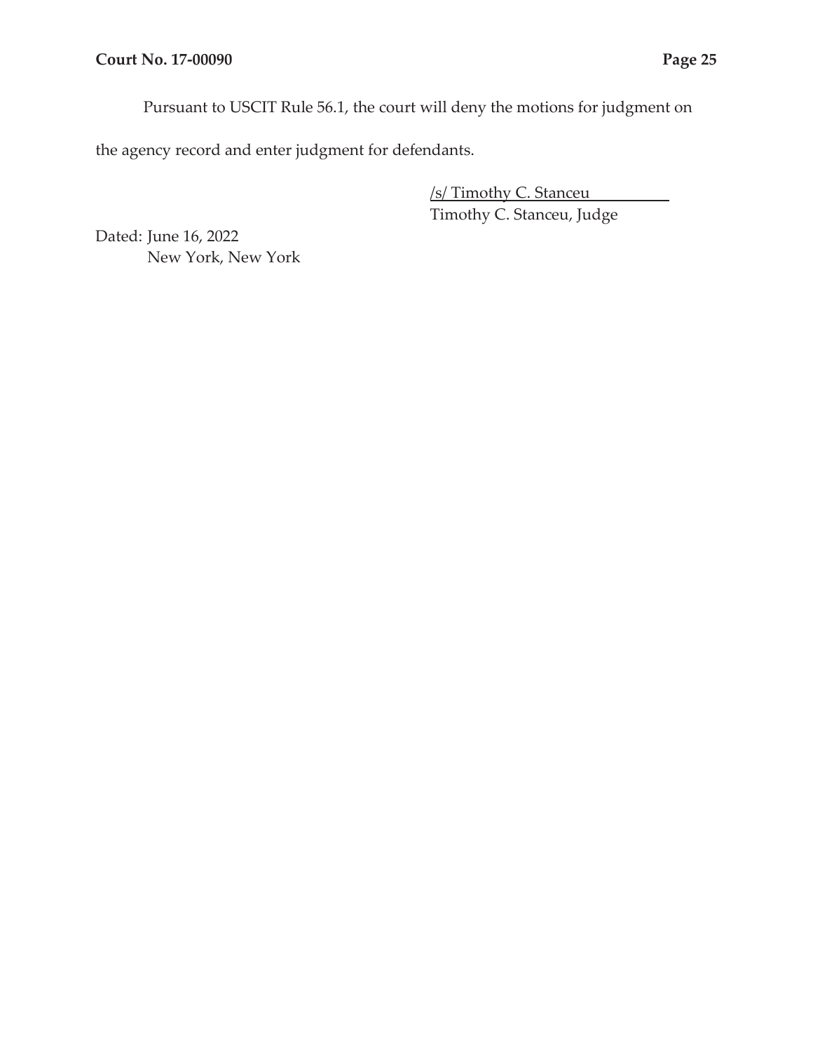Pursuant to USCIT Rule 56.1, the court will deny the motions for judgment on the agency record and enter judgment for defendants.

/s/ Timothy C. Stanceu
Timothy C. Stanceu, Judge

Dated: June 16, 2022
New York, New York